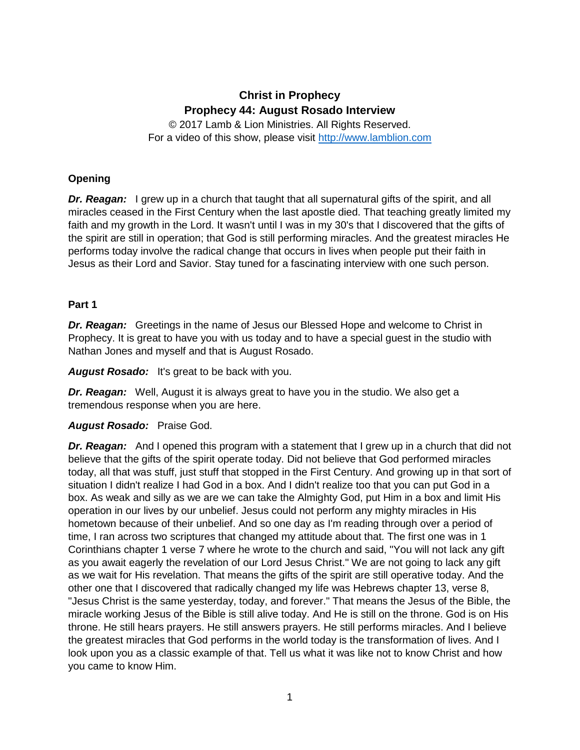# Christ in Prophecy
## Prophecy 44: August Rosado Interview

© 2017 Lamb & Lion Ministries. All Rights Reserved.
For a video of this show, please visit http://www.lamblion.com

### Opening

***Dr. Reagan:*** I grew up in a church that taught that all supernatural gifts of the spirit, and all miracles ceased in the First Century when the last apostle died. That teaching greatly limited my faith and my growth in the Lord. It wasn't until I was in my 30's that I discovered that the gifts of the spirit are still in operation; that God is still performing miracles. And the greatest miracles He performs today involve the radical change that occurs in lives when people put their faith in Jesus as their Lord and Savior. Stay tuned for a fascinating interview with one such person.

### Part 1

***Dr. Reagan:*** Greetings in the name of Jesus our Blessed Hope and welcome to Christ in Prophecy. It is great to have you with us today and to have a special guest in the studio with Nathan Jones and myself and that is August Rosado.

***August Rosado:*** It's great to be back with you.

***Dr. Reagan:*** Well, August it is always great to have you in the studio. We also get a tremendous response when you are here.

***August Rosado:*** Praise God.

***Dr. Reagan:*** And I opened this program with a statement that I grew up in a church that did not believe that the gifts of the spirit operate today. Did not believe that God performed miracles today, all that was stuff, just stuff that stopped in the First Century. And growing up in that sort of situation I didn't realize I had God in a box. And I didn't realize too that you can put God in a box. As weak and silly as we are we can take the Almighty God, put Him in a box and limit His operation in our lives by our unbelief. Jesus could not perform any mighty miracles in His hometown because of their unbelief. And so one day as I'm reading through over a period of time, I ran across two scriptures that changed my attitude about that. The first one was in 1 Corinthians chapter 1 verse 7 where he wrote to the church and said, "You will not lack any gift as you await eagerly the revelation of our Lord Jesus Christ." We are not going to lack any gift as we wait for His revelation. That means the gifts of the spirit are still operative today. And the other one that I discovered that radically changed my life was Hebrews chapter 13, verse 8, "Jesus Christ is the same yesterday, today, and forever." That means the Jesus of the Bible, the miracle working Jesus of the Bible is still alive today. And He is still on the throne. God is on His throne. He still hears prayers. He still answers prayers. He still performs miracles. And I believe the greatest miracles that God performs in the world today is the transformation of lives. And I look upon you as a classic example of that. Tell us what it was like not to know Christ and how you came to know Him.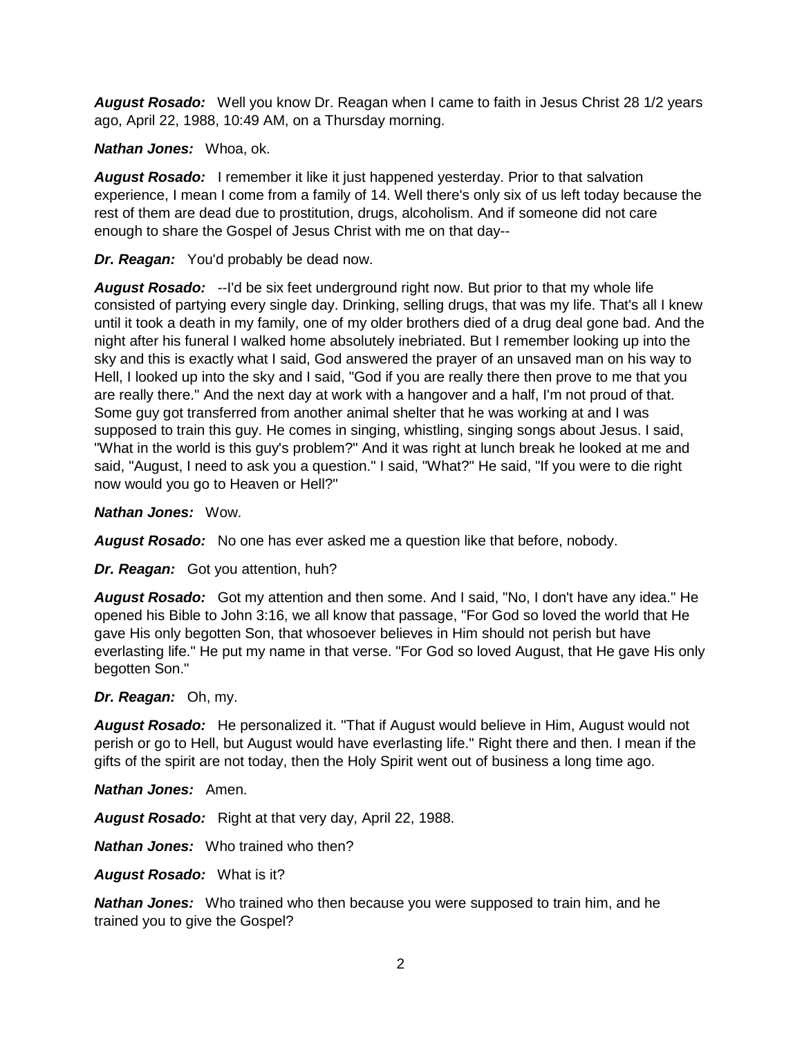***August Rosado:*** Well you know Dr. Reagan when I came to faith in Jesus Christ 28 1/2 years ago, April 22, 1988, 10:49 AM, on a Thursday morning.

***Nathan Jones:*** Whoa, ok.

***August Rosado:*** I remember it like it just happened yesterday. Prior to that salvation experience, I mean I come from a family of 14. Well there's only six of us left today because the rest of them are dead due to prostitution, drugs, alcoholism. And if someone did not care enough to share the Gospel of Jesus Christ with me on that day--

***Dr. Reagan:*** You'd probably be dead now.

***August Rosado:*** --I'd be six feet underground right now. But prior to that my whole life consisted of partying every single day. Drinking, selling drugs, that was my life. That's all I knew until it took a death in my family, one of my older brothers died of a drug deal gone bad. And the night after his funeral I walked home absolutely inebriated. But I remember looking up into the sky and this is exactly what I said, God answered the prayer of an unsaved man on his way to Hell, I looked up into the sky and I said, "God if you are really there then prove to me that you are really there." And the next day at work with a hangover and a half, I'm not proud of that. Some guy got transferred from another animal shelter that he was working at and I was supposed to train this guy. He comes in singing, whistling, singing songs about Jesus. I said, "What in the world is this guy's problem?" And it was right at lunch break he looked at me and said, "August, I need to ask you a question." I said, "What?" He said, "If you were to die right now would you go to Heaven or Hell?"

***Nathan Jones:*** Wow.

***August Rosado:*** No one has ever asked me a question like that before, nobody.

***Dr. Reagan:*** Got you attention, huh?

***August Rosado:*** Got my attention and then some. And I said, "No, I don't have any idea." He opened his Bible to John 3:16, we all know that passage, "For God so loved the world that He gave His only begotten Son, that whosoever believes in Him should not perish but have everlasting life." He put my name in that verse. "For God so loved August, that He gave His only begotten Son."

***Dr. Reagan:*** Oh, my.

***August Rosado:*** He personalized it. "That if August would believe in Him, August would not perish or go to Hell, but August would have everlasting life." Right there and then. I mean if the gifts of the spirit are not today, then the Holy Spirit went out of business a long time ago.

***Nathan Jones:*** Amen.

***August Rosado:*** Right at that very day, April 22, 1988.

***Nathan Jones:*** Who trained who then?

***August Rosado:*** What is it?

***Nathan Jones:*** Who trained who then because you were supposed to train him, and he trained you to give the Gospel?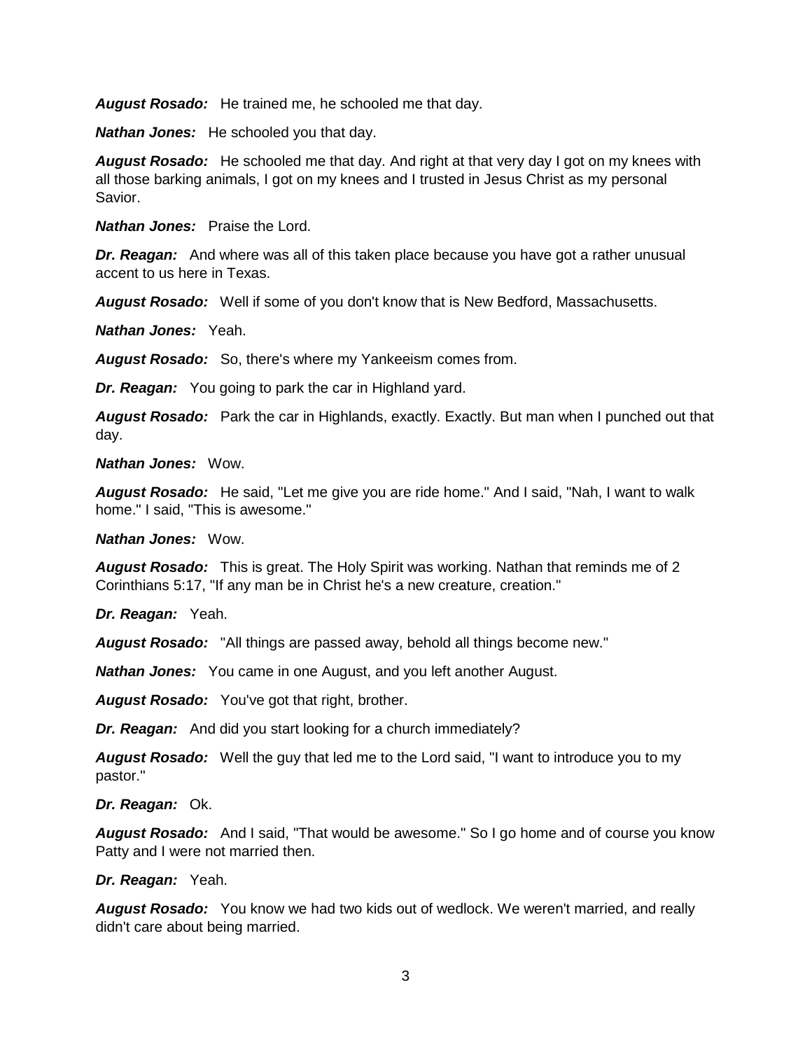***August Rosado:*** He trained me, he schooled me that day.

***Nathan Jones:*** He schooled you that day.

***August Rosado:*** He schooled me that day. And right at that very day I got on my knees with all those barking animals, I got on my knees and I trusted in Jesus Christ as my personal Savior.

***Nathan Jones:*** Praise the Lord.

***Dr. Reagan:*** And where was all of this taken place because you have got a rather unusual accent to us here in Texas.

***August Rosado:*** Well if some of you don't know that is New Bedford, Massachusetts.

***Nathan Jones:*** Yeah.

***August Rosado:*** So, there's where my Yankeeism comes from.

***Dr. Reagan:*** You going to park the car in Highland yard.

***August Rosado:*** Park the car in Highlands, exactly. Exactly. But man when I punched out that day.

***Nathan Jones:*** Wow.

***August Rosado:*** He said, "Let me give you are ride home." And I said, "Nah, I want to walk home." I said, "This is awesome."

***Nathan Jones:*** Wow.

***August Rosado:*** This is great. The Holy Spirit was working. Nathan that reminds me of 2 Corinthians 5:17, "If any man be in Christ he's a new creature, creation."

***Dr. Reagan:*** Yeah.

***August Rosado:*** "All things are passed away, behold all things become new."

***Nathan Jones:*** You came in one August, and you left another August.

***August Rosado:*** You've got that right, brother.

***Dr. Reagan:*** And did you start looking for a church immediately?

***August Rosado:*** Well the guy that led me to the Lord said, "I want to introduce you to my pastor."

***Dr. Reagan:*** Ok.

***August Rosado:*** And I said, "That would be awesome." So I go home and of course you know Patty and I were not married then.

***Dr. Reagan:*** Yeah.

***August Rosado:*** You know we had two kids out of wedlock. We weren't married, and really didn't care about being married.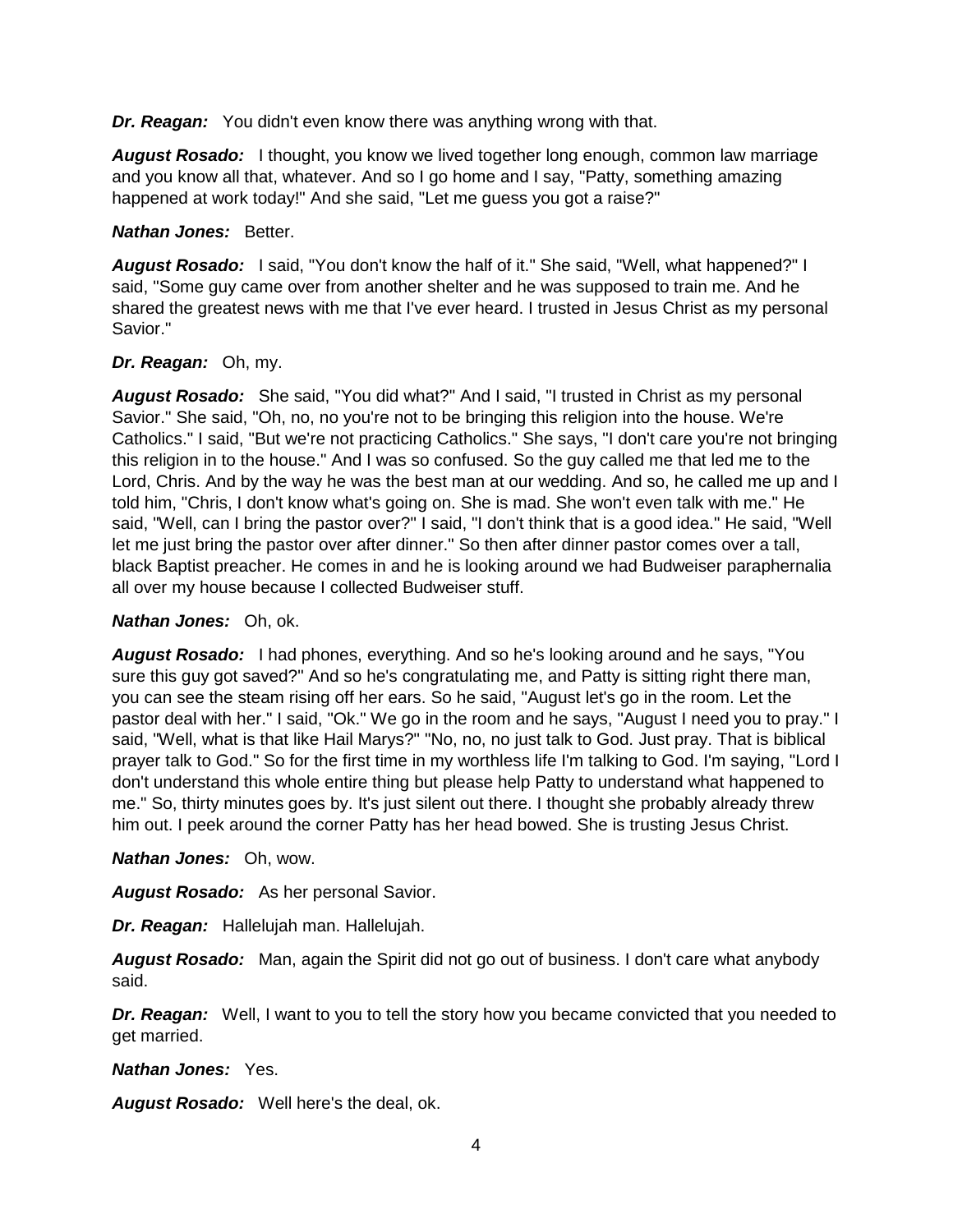***Dr. Reagan:*** You didn't even know there was anything wrong with that.

***August Rosado:*** I thought, you know we lived together long enough, common law marriage and you know all that, whatever. And so I go home and I say, "Patty, something amazing happened at work today!" And she said, "Let me guess you got a raise?"

***Nathan Jones:*** Better.

***August Rosado:*** I said, "You don't know the half of it." She said, "Well, what happened?" I said, "Some guy came over from another shelter and he was supposed to train me. And he shared the greatest news with me that I've ever heard. I trusted in Jesus Christ as my personal Savior."

***Dr. Reagan:*** Oh, my.

***August Rosado:*** She said, "You did what?" And I said, "I trusted in Christ as my personal Savior." She said, "Oh, no, no you're not to be bringing this religion into the house. We're Catholics." I said, "But we're not practicing Catholics." She says, "I don't care you're not bringing this religion in to the house." And I was so confused. So the guy called me that led me to the Lord, Chris. And by the way he was the best man at our wedding. And so, he called me up and I told him, "Chris, I don't know what's going on. She is mad. She won't even talk with me." He said, "Well, can I bring the pastor over?" I said, "I don't think that is a good idea." He said, "Well let me just bring the pastor over after dinner." So then after dinner pastor comes over a tall, black Baptist preacher. He comes in and he is looking around we had Budweiser paraphernalia all over my house because I collected Budweiser stuff.

***Nathan Jones:*** Oh, ok.

***August Rosado:*** I had phones, everything. And so he's looking around and he says, "You sure this guy got saved?" And so he's congratulating me, and Patty is sitting right there man, you can see the steam rising off her ears. So he said, "August let's go in the room. Let the pastor deal with her." I said, "Ok." We go in the room and he says, "August I need you to pray." I said, "Well, what is that like Hail Marys?" "No, no, no just talk to God. Just pray. That is biblical prayer talk to God." So for the first time in my worthless life I'm talking to God. I'm saying, "Lord I don't understand this whole entire thing but please help Patty to understand what happened to me." So, thirty minutes goes by. It's just silent out there. I thought she probably already threw him out. I peek around the corner Patty has her head bowed. She is trusting Jesus Christ.

***Nathan Jones:*** Oh, wow.

***August Rosado:*** As her personal Savior.

***Dr. Reagan:*** Hallelujah man. Hallelujah.

***August Rosado:*** Man, again the Spirit did not go out of business. I don't care what anybody said.

***Dr. Reagan:*** Well, I want to you to tell the story how you became convicted that you needed to get married.

***Nathan Jones:*** Yes.

***August Rosado:*** Well here's the deal, ok.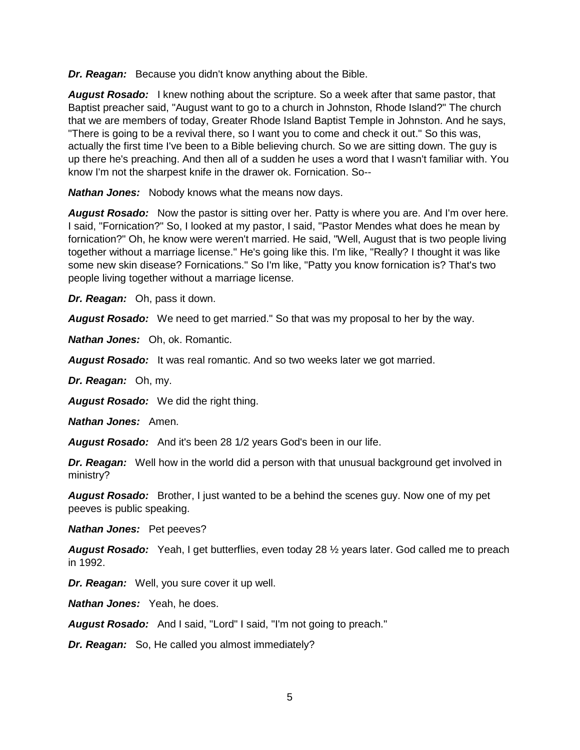***Dr. Reagan:*** Because you didn't know anything about the Bible.

***August Rosado:*** I knew nothing about the scripture. So a week after that same pastor, that Baptist preacher said, "August want to go to a church in Johnston, Rhode Island?" The church that we are members of today, Greater Rhode Island Baptist Temple in Johnston. And he says, "There is going to be a revival there, so I want you to come and check it out." So this was, actually the first time I've been to a Bible believing church. So we are sitting down. The guy is up there he's preaching. And then all of a sudden he uses a word that I wasn't familiar with. You know I'm not the sharpest knife in the drawer ok. Fornication. So--

***Nathan Jones:*** Nobody knows what the means now days.

***August Rosado:*** Now the pastor is sitting over her. Patty is where you are. And I'm over here. I said, "Fornication?" So, I looked at my pastor, I said, "Pastor Mendes what does he mean by fornication?" Oh, he know were weren't married. He said, "Well, August that is two people living together without a marriage license." He's going like this. I'm like, "Really? I thought it was like some new skin disease? Fornications." So I'm like, "Patty you know fornication is? That's two people living together without a marriage license.

***Dr. Reagan:*** Oh, pass it down.

***August Rosado:*** We need to get married." So that was my proposal to her by the way.

***Nathan Jones:*** Oh, ok. Romantic.

***August Rosado:*** It was real romantic. And so two weeks later we got married.

***Dr. Reagan:*** Oh, my.

***August Rosado:*** We did the right thing.

***Nathan Jones:*** Amen.

***August Rosado:*** And it's been 28 1/2 years God's been in our life.

***Dr. Reagan:*** Well how in the world did a person with that unusual background get involved in ministry?

***August Rosado:*** Brother, I just wanted to be a behind the scenes guy. Now one of my pet peeves is public speaking.

***Nathan Jones:*** Pet peeves?

***August Rosado:*** Yeah, I get butterflies, even today 28 ½ years later. God called me to preach in 1992.

***Dr. Reagan:*** Well, you sure cover it up well.

***Nathan Jones:*** Yeah, he does.

***August Rosado:*** And I said, "Lord" I said, "I'm not going to preach."

***Dr. Reagan:*** So, He called you almost immediately?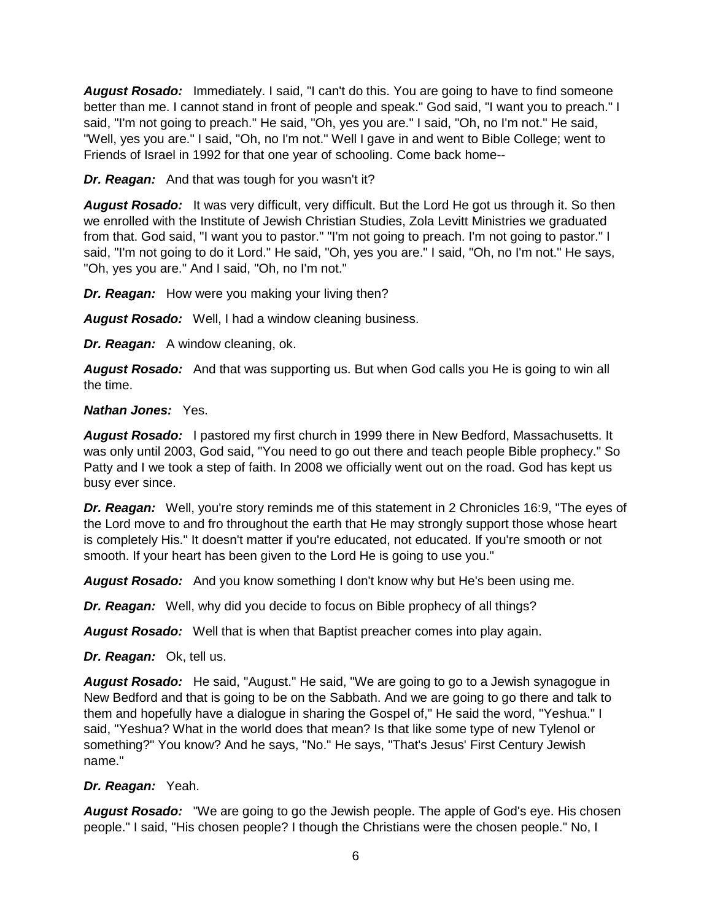***August Rosado:*** Immediately. I said, "I can't do this. You are going to have to find someone better than me. I cannot stand in front of people and speak." God said, "I want you to preach." I said, "I'm not going to preach." He said, "Oh, yes you are." I said, "Oh, no I'm not." He said, "Well, yes you are." I said, "Oh, no I'm not." Well I gave in and went to Bible College; went to Friends of Israel in 1992 for that one year of schooling. Come back home--

***Dr. Reagan:*** And that was tough for you wasn't it?

***August Rosado:*** It was very difficult, very difficult. But the Lord He got us through it. So then we enrolled with the Institute of Jewish Christian Studies, Zola Levitt Ministries we graduated from that. God said, "I want you to pastor." "I'm not going to preach. I'm not going to pastor." I said, "I'm not going to do it Lord." He said, "Oh, yes you are." I said, "Oh, no I'm not." He says, "Oh, yes you are." And I said, "Oh, no I'm not."

***Dr. Reagan:*** How were you making your living then?

***August Rosado:*** Well, I had a window cleaning business.

***Dr. Reagan:*** A window cleaning, ok.

***August Rosado:*** And that was supporting us. But when God calls you He is going to win all the time.

***Nathan Jones:*** Yes.

***August Rosado:*** I pastored my first church in 1999 there in New Bedford, Massachusetts. It was only until 2003, God said, "You need to go out there and teach people Bible prophecy." So Patty and I we took a step of faith. In 2008 we officially went out on the road. God has kept us busy ever since.

***Dr. Reagan:*** Well, you're story reminds me of this statement in 2 Chronicles 16:9, "The eyes of the Lord move to and fro throughout the earth that He may strongly support those whose heart is completely His." It doesn't matter if you're educated, not educated. If you're smooth or not smooth. If your heart has been given to the Lord He is going to use you."

***August Rosado:*** And you know something I don't know why but He's been using me.

***Dr. Reagan:*** Well, why did you decide to focus on Bible prophecy of all things?

***August Rosado:*** Well that is when that Baptist preacher comes into play again.

***Dr. Reagan:*** Ok, tell us.

***August Rosado:*** He said, "August." He said, "We are going to go to a Jewish synagogue in New Bedford and that is going to be on the Sabbath. And we are going to go there and talk to them and hopefully have a dialogue in sharing the Gospel of," He said the word, "Yeshua." I said, "Yeshua? What in the world does that mean? Is that like some type of new Tylenol or something?" You know? And he says, "No." He says, "That's Jesus' First Century Jewish name."

***Dr. Reagan:*** Yeah.

***August Rosado:*** "We are going to go the Jewish people. The apple of God's eye. His chosen people." I said, "His chosen people? I though the Christians were the chosen people." No, I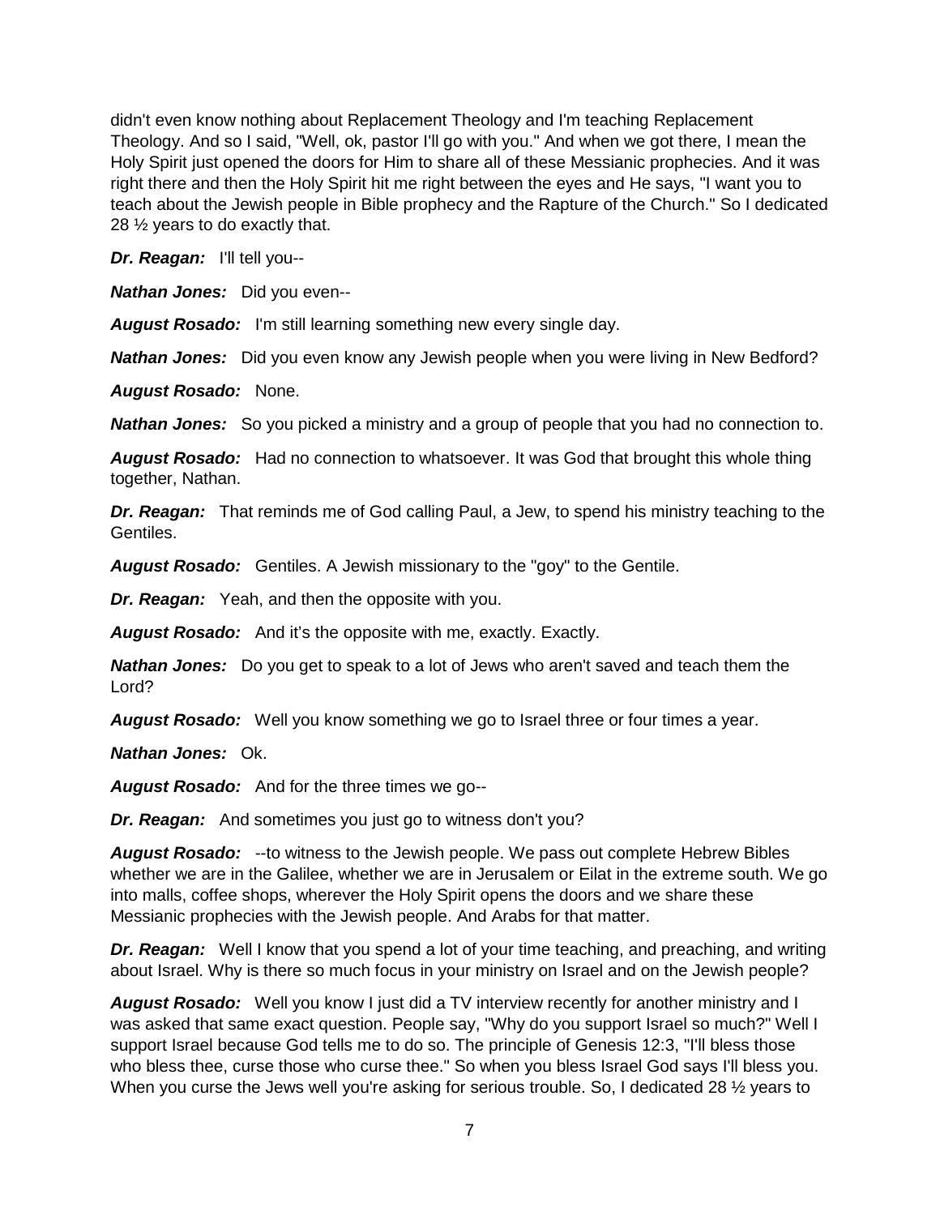didn't even know nothing about Replacement Theology and I'm teaching Replacement Theology. And so I said, "Well, ok, pastor I'll go with you." And when we got there, I mean the Holy Spirit just opened the doors for Him to share all of these Messianic prophecies. And it was right there and then the Holy Spirit hit me right between the eyes and He says, "I want you to teach about the Jewish people in Bible prophecy and the Rapture of the Church." So I dedicated 28 ½ years to do exactly that.

***Dr. Reagan:*** I'll tell you--

***Nathan Jones:*** Did you even--

***August Rosado:*** I'm still learning something new every single day.

***Nathan Jones:*** Did you even know any Jewish people when you were living in New Bedford?

***August Rosado:*** None.

***Nathan Jones:*** So you picked a ministry and a group of people that you had no connection to.

***August Rosado:*** Had no connection to whatsoever. It was God that brought this whole thing together, Nathan.

***Dr. Reagan:*** That reminds me of God calling Paul, a Jew, to spend his ministry teaching to the Gentiles.

***August Rosado:*** Gentiles. A Jewish missionary to the "goy" to the Gentile.

***Dr. Reagan:*** Yeah, and then the opposite with you.

***August Rosado:*** And it's the opposite with me, exactly. Exactly.

***Nathan Jones:*** Do you get to speak to a lot of Jews who aren't saved and teach them the Lord?

***August Rosado:*** Well you know something we go to Israel three or four times a year.

***Nathan Jones:*** Ok.

***August Rosado:*** And for the three times we go--

***Dr. Reagan:*** And sometimes you just go to witness don't you?

***August Rosado:*** --to witness to the Jewish people. We pass out complete Hebrew Bibles whether we are in the Galilee, whether we are in Jerusalem or Eilat in the extreme south. We go into malls, coffee shops, wherever the Holy Spirit opens the doors and we share these Messianic prophecies with the Jewish people. And Arabs for that matter.

***Dr. Reagan:*** Well I know that you spend a lot of your time teaching, and preaching, and writing about Israel. Why is there so much focus in your ministry on Israel and on the Jewish people?

***August Rosado:*** Well you know I just did a TV interview recently for another ministry and I was asked that same exact question. People say, "Why do you support Israel so much?" Well I support Israel because God tells me to do so. The principle of Genesis 12:3, "I'll bless those who bless thee, curse those who curse thee." So when you bless Israel God says I'll bless you. When you curse the Jews well you're asking for serious trouble. So, I dedicated 28 ½ years to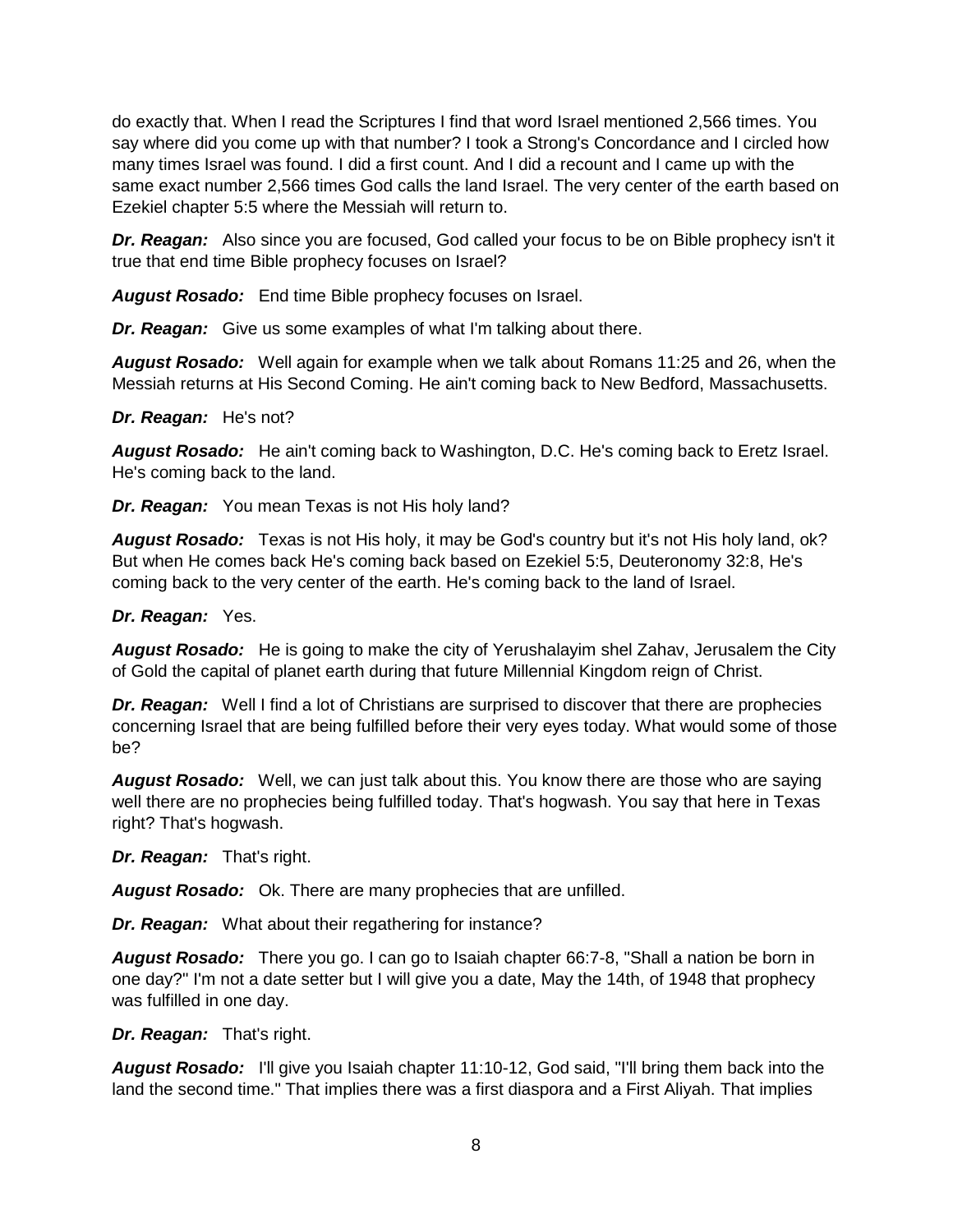do exactly that. When I read the Scriptures I find that word Israel mentioned 2,566 times. You say where did you come up with that number? I took a Strong's Concordance and I circled how many times Israel was found. I did a first count. And I did a recount and I came up with the same exact number 2,566 times God calls the land Israel. The very center of the earth based on Ezekiel chapter 5:5 where the Messiah will return to.

***Dr. Reagan:*** Also since you are focused, God called your focus to be on Bible prophecy isn't it true that end time Bible prophecy focuses on Israel?

***August Rosado:*** End time Bible prophecy focuses on Israel.

***Dr. Reagan:*** Give us some examples of what I'm talking about there.

***August Rosado:*** Well again for example when we talk about Romans 11:25 and 26, when the Messiah returns at His Second Coming. He ain't coming back to New Bedford, Massachusetts.

***Dr. Reagan:*** He's not?

***August Rosado:*** He ain't coming back to Washington, D.C. He's coming back to Eretz Israel. He's coming back to the land.

***Dr. Reagan:*** You mean Texas is not His holy land?

***August Rosado:*** Texas is not His holy, it may be God's country but it's not His holy land, ok? But when He comes back He's coming back based on Ezekiel 5:5, Deuteronomy 32:8, He's coming back to the very center of the earth. He's coming back to the land of Israel.

***Dr. Reagan:*** Yes.

***August Rosado:*** He is going to make the city of Yerushalayim shel Zahav, Jerusalem the City of Gold the capital of planet earth during that future Millennial Kingdom reign of Christ.

***Dr. Reagan:*** Well I find a lot of Christians are surprised to discover that there are prophecies concerning Israel that are being fulfilled before their very eyes today. What would some of those be?

***August Rosado:*** Well, we can just talk about this. You know there are those who are saying well there are no prophecies being fulfilled today. That's hogwash. You say that here in Texas right? That's hogwash.

***Dr. Reagan:*** That's right.

***August Rosado:*** Ok. There are many prophecies that are unfilled.

***Dr. Reagan:*** What about their regathering for instance?

***August Rosado:*** There you go. I can go to Isaiah chapter 66:7-8, "Shall a nation be born in one day?" I'm not a date setter but I will give you a date, May the 14th, of 1948 that prophecy was fulfilled in one day.

***Dr. Reagan:*** That's right.

***August Rosado:*** I'll give you Isaiah chapter 11:10-12, God said, "I'll bring them back into the land the second time." That implies there was a first diaspora and a First Aliyah. That implies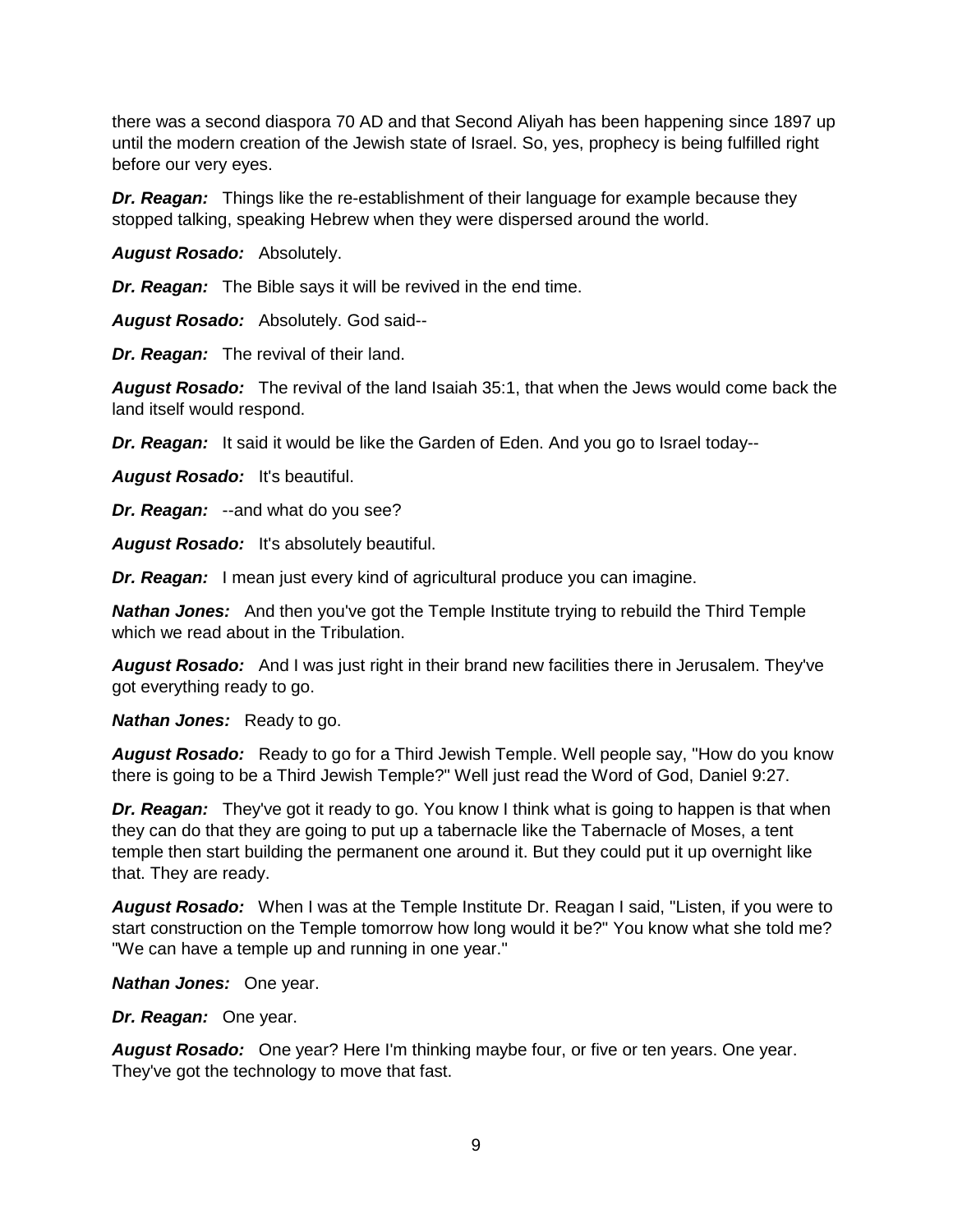there was a second diaspora 70 AD and that Second Aliyah has been happening since 1897 up until the modern creation of the Jewish state of Israel. So, yes, prophecy is being fulfilled right before our very eyes.

***Dr. Reagan:*** Things like the re-establishment of their language for example because they stopped talking, speaking Hebrew when they were dispersed around the world.

***August Rosado:*** Absolutely.

***Dr. Reagan:*** The Bible says it will be revived in the end time.

***August Rosado:*** Absolutely. God said--

***Dr. Reagan:*** The revival of their land.

***August Rosado:*** The revival of the land Isaiah 35:1, that when the Jews would come back the land itself would respond.

***Dr. Reagan:*** It said it would be like the Garden of Eden. And you go to Israel today--

***August Rosado:*** It's beautiful.

***Dr. Reagan:*** --and what do you see?

***August Rosado:*** It's absolutely beautiful.

***Dr. Reagan:*** I mean just every kind of agricultural produce you can imagine.

***Nathan Jones:*** And then you've got the Temple Institute trying to rebuild the Third Temple which we read about in the Tribulation.

***August Rosado:*** And I was just right in their brand new facilities there in Jerusalem. They've got everything ready to go.

***Nathan Jones:*** Ready to go.

***August Rosado:*** Ready to go for a Third Jewish Temple. Well people say, "How do you know there is going to be a Third Jewish Temple?" Well just read the Word of God, Daniel 9:27.

***Dr. Reagan:*** They've got it ready to go. You know I think what is going to happen is that when they can do that they are going to put up a tabernacle like the Tabernacle of Moses, a tent temple then start building the permanent one around it. But they could put it up overnight like that. They are ready.

***August Rosado:*** When I was at the Temple Institute Dr. Reagan I said, "Listen, if you were to start construction on the Temple tomorrow how long would it be?" You know what she told me? "We can have a temple up and running in one year."

***Nathan Jones:*** One year.

***Dr. Reagan:*** One year.

***August Rosado:*** One year? Here I'm thinking maybe four, or five or ten years. One year. They've got the technology to move that fast.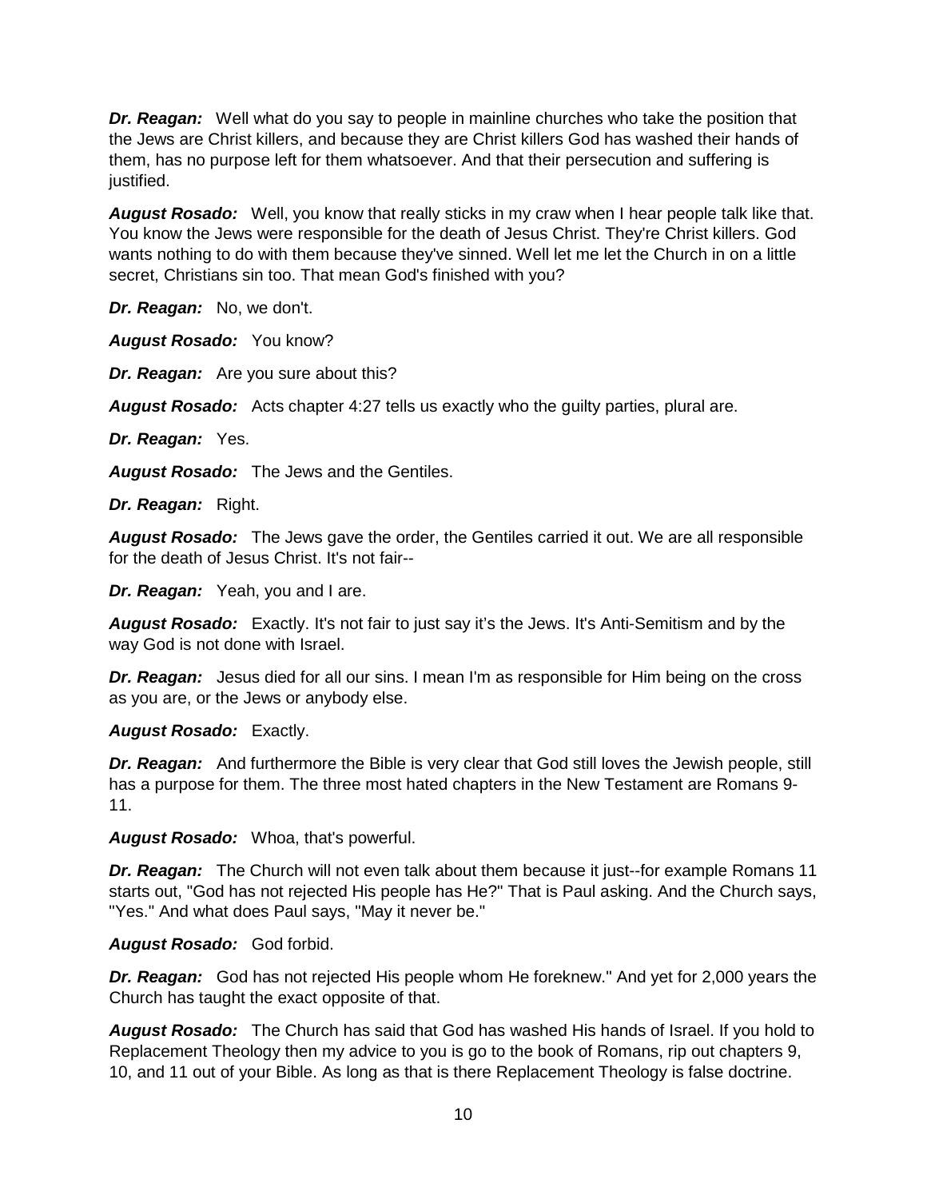***Dr. Reagan:*** Well what do you say to people in mainline churches who take the position that the Jews are Christ killers, and because they are Christ killers God has washed their hands of them, has no purpose left for them whatsoever. And that their persecution and suffering is justified.

***August Rosado:*** Well, you know that really sticks in my craw when I hear people talk like that. You know the Jews were responsible for the death of Jesus Christ. They're Christ killers. God wants nothing to do with them because they've sinned. Well let me let the Church in on a little secret, Christians sin too. That mean God's finished with you?

***Dr. Reagan:*** No, we don't.

***August Rosado:*** You know?

***Dr. Reagan:*** Are you sure about this?

***August Rosado:*** Acts chapter 4:27 tells us exactly who the guilty parties, plural are.

***Dr. Reagan:*** Yes.

***August Rosado:*** The Jews and the Gentiles.

***Dr. Reagan:*** Right.

***August Rosado:*** The Jews gave the order, the Gentiles carried it out. We are all responsible for the death of Jesus Christ. It's not fair--

***Dr. Reagan:*** Yeah, you and I are.

***August Rosado:*** Exactly. It's not fair to just say it's the Jews. It's Anti-Semitism and by the way God is not done with Israel.

***Dr. Reagan:*** Jesus died for all our sins. I mean I'm as responsible for Him being on the cross as you are, or the Jews or anybody else.

***August Rosado:*** Exactly.

***Dr. Reagan:*** And furthermore the Bible is very clear that God still loves the Jewish people, still has a purpose for them. The three most hated chapters in the New Testament are Romans 9-11.

***August Rosado:*** Whoa, that's powerful.

***Dr. Reagan:*** The Church will not even talk about them because it just--for example Romans 11 starts out, "God has not rejected His people has He?" That is Paul asking. And the Church says, "Yes." And what does Paul says, "May it never be."

***August Rosado:*** God forbid.

***Dr. Reagan:*** God has not rejected His people whom He foreknew." And yet for 2,000 years the Church has taught the exact opposite of that.

***August Rosado:*** The Church has said that God has washed His hands of Israel. If you hold to Replacement Theology then my advice to you is go to the book of Romans, rip out chapters 9, 10, and 11 out of your Bible. As long as that is there Replacement Theology is false doctrine.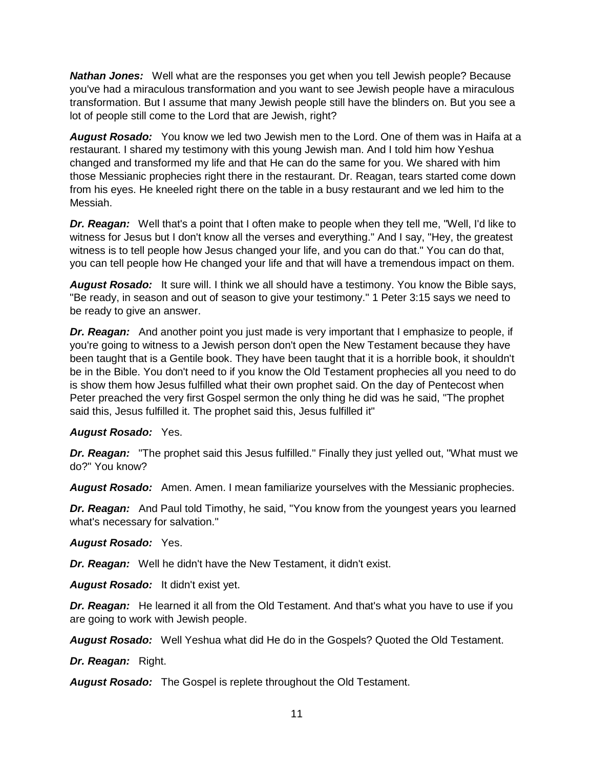***Nathan Jones:*** Well what are the responses you get when you tell Jewish people? Because you've had a miraculous transformation and you want to see Jewish people have a miraculous transformation. But I assume that many Jewish people still have the blinders on. But you see a lot of people still come to the Lord that are Jewish, right?

***August Rosado:*** You know we led two Jewish men to the Lord. One of them was in Haifa at a restaurant. I shared my testimony with this young Jewish man. And I told him how Yeshua changed and transformed my life and that He can do the same for you. We shared with him those Messianic prophecies right there in the restaurant. Dr. Reagan, tears started come down from his eyes. He kneeled right there on the table in a busy restaurant and we led him to the Messiah.

***Dr. Reagan:*** Well that's a point that I often make to people when they tell me, "Well, I'd like to witness for Jesus but I don't know all the verses and everything." And I say, "Hey, the greatest witness is to tell people how Jesus changed your life, and you can do that." You can do that, you can tell people how He changed your life and that will have a tremendous impact on them.

***August Rosado:*** It sure will. I think we all should have a testimony. You know the Bible says, "Be ready, in season and out of season to give your testimony." 1 Peter 3:15 says we need to be ready to give an answer.

***Dr. Reagan:*** And another point you just made is very important that I emphasize to people, if you're going to witness to a Jewish person don't open the New Testament because they have been taught that is a Gentile book. They have been taught that it is a horrible book, it shouldn't be in the Bible. You don't need to if you know the Old Testament prophecies all you need to do is show them how Jesus fulfilled what their own prophet said. On the day of Pentecost when Peter preached the very first Gospel sermon the only thing he did was he said, "The prophet said this, Jesus fulfilled it. The prophet said this, Jesus fulfilled it"

***August Rosado:*** Yes.

***Dr. Reagan:*** "The prophet said this Jesus fulfilled." Finally they just yelled out, "What must we do?" You know?

***August Rosado:*** Amen. Amen. I mean familiarize yourselves with the Messianic prophecies.

***Dr. Reagan:*** And Paul told Timothy, he said, "You know from the youngest years you learned what's necessary for salvation."

***August Rosado:*** Yes.

***Dr. Reagan:*** Well he didn't have the New Testament, it didn't exist.

***August Rosado:*** It didn't exist yet.

***Dr. Reagan:*** He learned it all from the Old Testament. And that's what you have to use if you are going to work with Jewish people.

***August Rosado:*** Well Yeshua what did He do in the Gospels? Quoted the Old Testament.

***Dr. Reagan:*** Right.

***August Rosado:*** The Gospel is replete throughout the Old Testament.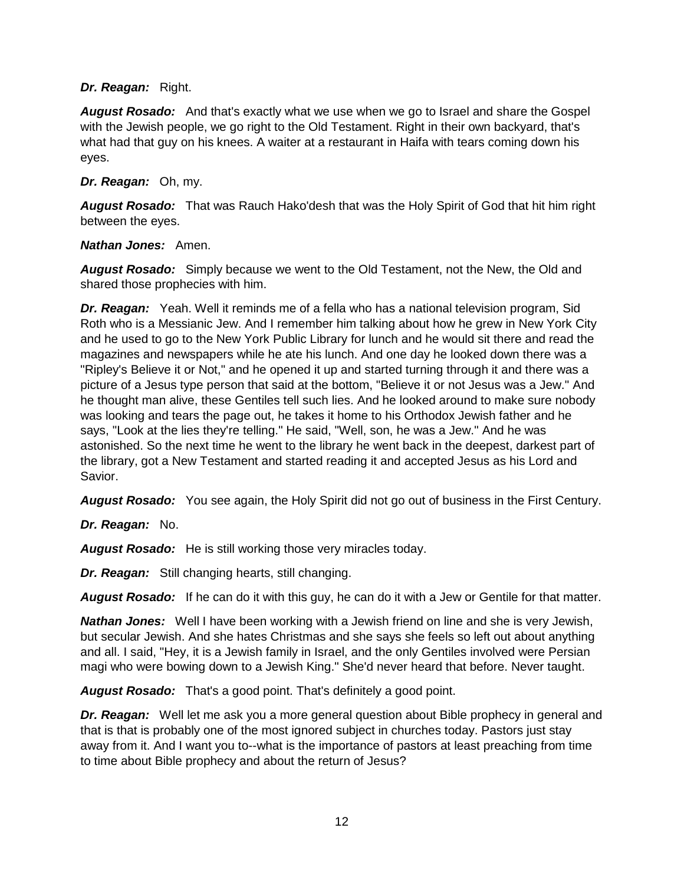***Dr. Reagan:*** Right.

***August Rosado:*** And that's exactly what we use when we go to Israel and share the Gospel with the Jewish people, we go right to the Old Testament. Right in their own backyard, that's what had that guy on his knees. A waiter at a restaurant in Haifa with tears coming down his eyes.

***Dr. Reagan:*** Oh, my.

***August Rosado:*** That was Rauch Hako'desh that was the Holy Spirit of God that hit him right between the eyes.

***Nathan Jones:*** Amen.

***August Rosado:*** Simply because we went to the Old Testament, not the New, the Old and shared those prophecies with him.

***Dr. Reagan:*** Yeah. Well it reminds me of a fella who has a national television program, Sid Roth who is a Messianic Jew. And I remember him talking about how he grew in New York City and he used to go to the New York Public Library for lunch and he would sit there and read the magazines and newspapers while he ate his lunch. And one day he looked down there was a "Ripley's Believe it or Not," and he opened it up and started turning through it and there was a picture of a Jesus type person that said at the bottom, "Believe it or not Jesus was a Jew." And he thought man alive, these Gentiles tell such lies. And he looked around to make sure nobody was looking and tears the page out, he takes it home to his Orthodox Jewish father and he says, "Look at the lies they're telling." He said, "Well, son, he was a Jew." And he was astonished. So the next time he went to the library he went back in the deepest, darkest part of the library, got a New Testament and started reading it and accepted Jesus as his Lord and Savior.

***August Rosado:*** You see again, the Holy Spirit did not go out of business in the First Century.

***Dr. Reagan:*** No.

***August Rosado:*** He is still working those very miracles today.

***Dr. Reagan:*** Still changing hearts, still changing.

***August Rosado:*** If he can do it with this guy, he can do it with a Jew or Gentile for that matter.

***Nathan Jones:*** Well I have been working with a Jewish friend on line and she is very Jewish, but secular Jewish. And she hates Christmas and she says she feels so left out about anything and all. I said, "Hey, it is a Jewish family in Israel, and the only Gentiles involved were Persian magi who were bowing down to a Jewish King." She'd never heard that before. Never taught.

***August Rosado:*** That's a good point. That's definitely a good point.

***Dr. Reagan:*** Well let me ask you a more general question about Bible prophecy in general and that is that is probably one of the most ignored subject in churches today. Pastors just stay away from it. And I want you to--what is the importance of pastors at least preaching from time to time about Bible prophecy and about the return of Jesus?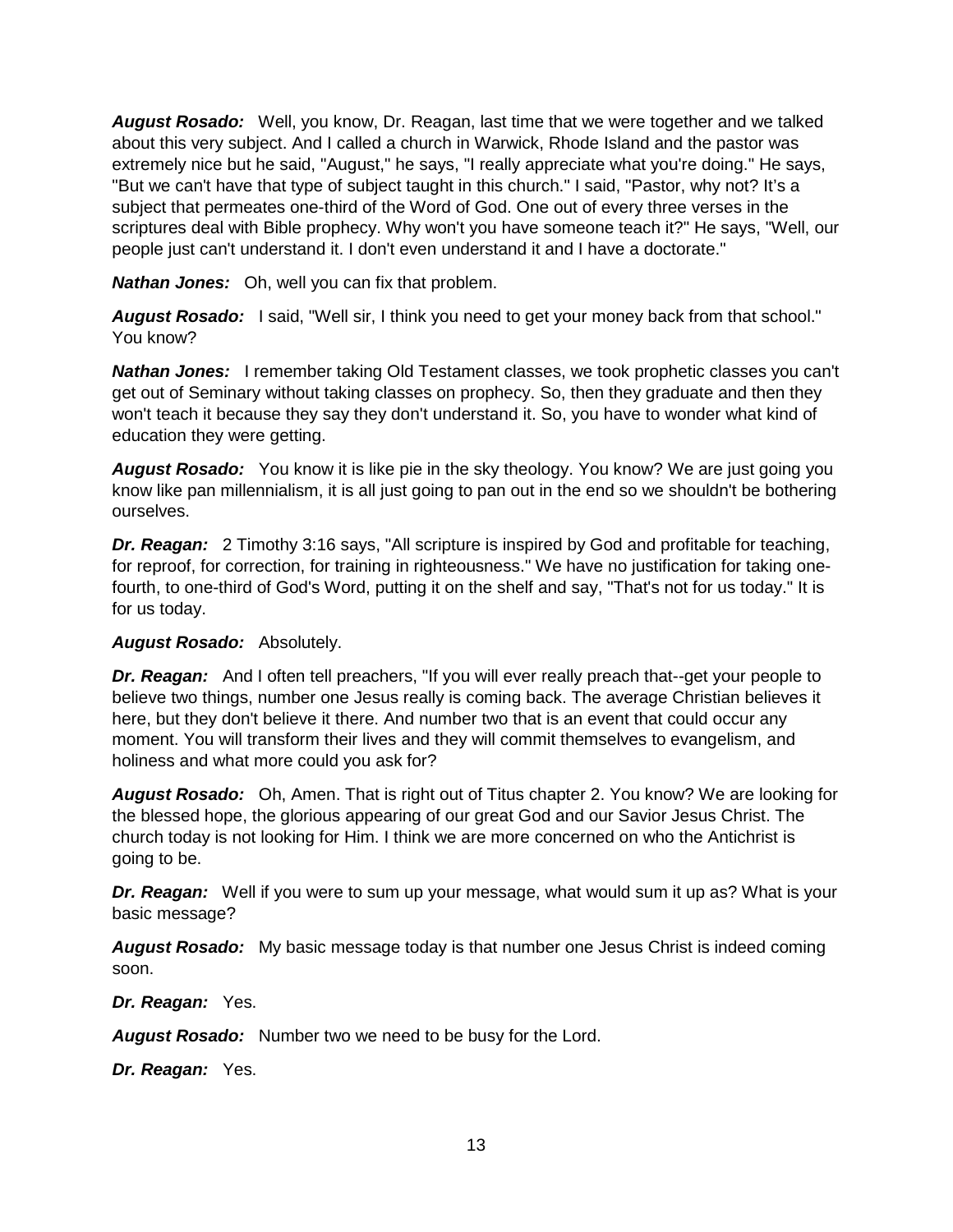***August Rosado:*** Well, you know, Dr. Reagan, last time that we were together and we talked about this very subject. And I called a church in Warwick, Rhode Island and the pastor was extremely nice but he said, "August," he says, "I really appreciate what you're doing." He says, "But we can't have that type of subject taught in this church." I said, "Pastor, why not? It's a subject that permeates one-third of the Word of God. One out of every three verses in the scriptures deal with Bible prophecy. Why won't you have someone teach it?" He says, "Well, our people just can't understand it. I don't even understand it and I have a doctorate."

***Nathan Jones:*** Oh, well you can fix that problem.

***August Rosado:*** I said, "Well sir, I think you need to get your money back from that school." You know?

***Nathan Jones:*** I remember taking Old Testament classes, we took prophetic classes you can't get out of Seminary without taking classes on prophecy. So, then they graduate and then they won't teach it because they say they don't understand it. So, you have to wonder what kind of education they were getting.

***August Rosado:*** You know it is like pie in the sky theology. You know? We are just going you know like pan millennialism, it is all just going to pan out in the end so we shouldn't be bothering ourselves.

***Dr. Reagan:*** 2 Timothy 3:16 says, "All scripture is inspired by God and profitable for teaching, for reproof, for correction, for training in righteousness." We have no justification for taking one-fourth, to one-third of God's Word, putting it on the shelf and say, "That's not for us today." It is for us today.

***August Rosado:*** Absolutely.

***Dr. Reagan:*** And I often tell preachers, "If you will ever really preach that--get your people to believe two things, number one Jesus really is coming back. The average Christian believes it here, but they don't believe it there. And number two that is an event that could occur any moment. You will transform their lives and they will commit themselves to evangelism, and holiness and what more could you ask for?

***August Rosado:*** Oh, Amen. That is right out of Titus chapter 2. You know? We are looking for the blessed hope, the glorious appearing of our great God and our Savior Jesus Christ. The church today is not looking for Him. I think we are more concerned on who the Antichrist is going to be.

***Dr. Reagan:*** Well if you were to sum up your message, what would sum it up as? What is your basic message?

***August Rosado:*** My basic message today is that number one Jesus Christ is indeed coming soon.

***Dr. Reagan:*** Yes.

***August Rosado:*** Number two we need to be busy for the Lord.

***Dr. Reagan:*** Yes.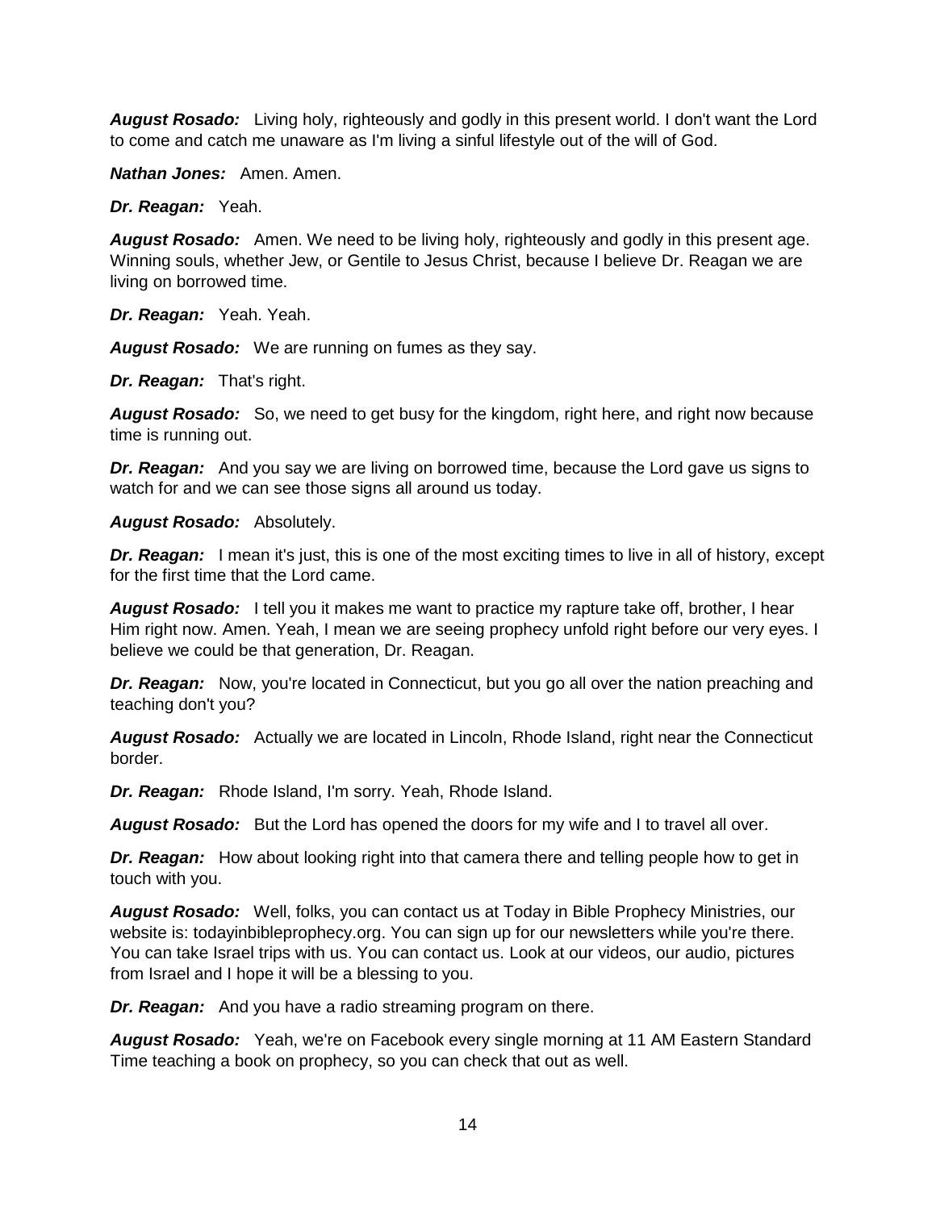***August Rosado:*** Living holy, righteously and godly in this present world. I don't want the Lord to come and catch me unaware as I'm living a sinful lifestyle out of the will of God.

***Nathan Jones:*** Amen. Amen.

***Dr. Reagan:*** Yeah.

***August Rosado:*** Amen. We need to be living holy, righteously and godly in this present age. Winning souls, whether Jew, or Gentile to Jesus Christ, because I believe Dr. Reagan we are living on borrowed time.

***Dr. Reagan:*** Yeah. Yeah.

***August Rosado:*** We are running on fumes as they say.

***Dr. Reagan:*** That's right.

***August Rosado:*** So, we need to get busy for the kingdom, right here, and right now because time is running out.

***Dr. Reagan:*** And you say we are living on borrowed time, because the Lord gave us signs to watch for and we can see those signs all around us today.

***August Rosado:*** Absolutely.

***Dr. Reagan:*** I mean it's just, this is one of the most exciting times to live in all of history, except for the first time that the Lord came.

***August Rosado:*** I tell you it makes me want to practice my rapture take off, brother, I hear Him right now. Amen. Yeah, I mean we are seeing prophecy unfold right before our very eyes. I believe we could be that generation, Dr. Reagan.

***Dr. Reagan:*** Now, you're located in Connecticut, but you go all over the nation preaching and teaching don't you?

***August Rosado:*** Actually we are located in Lincoln, Rhode Island, right near the Connecticut border.

***Dr. Reagan:*** Rhode Island, I'm sorry. Yeah, Rhode Island.

***August Rosado:*** But the Lord has opened the doors for my wife and I to travel all over.

***Dr. Reagan:*** How about looking right into that camera there and telling people how to get in touch with you.

***August Rosado:*** Well, folks, you can contact us at Today in Bible Prophecy Ministries, our website is: todayinbibleprophecy.org. You can sign up for our newsletters while you're there. You can take Israel trips with us. You can contact us. Look at our videos, our audio, pictures from Israel and I hope it will be a blessing to you.

***Dr. Reagan:*** And you have a radio streaming program on there.

***August Rosado:*** Yeah, we're on Facebook every single morning at 11 AM Eastern Standard Time teaching a book on prophecy, so you can check that out as well.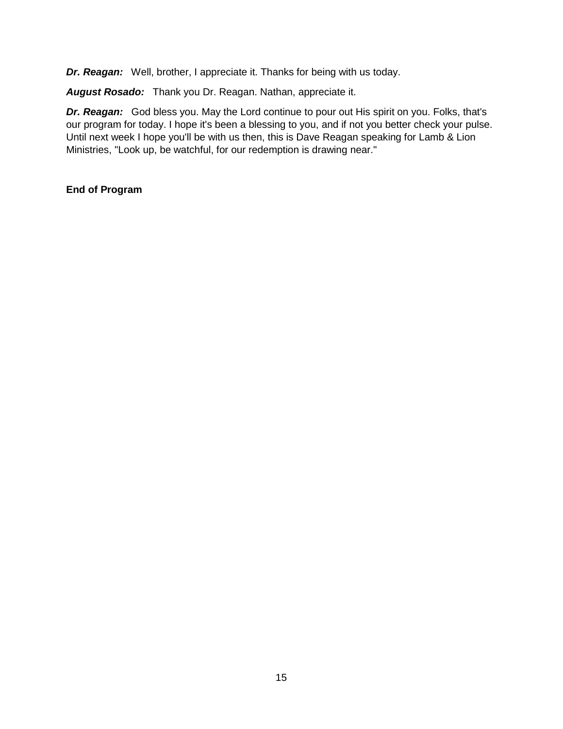***Dr. Reagan:*** Well, brother, I appreciate it. Thanks for being with us today.

***August Rosado:*** Thank you Dr. Reagan. Nathan, appreciate it.

***Dr. Reagan:*** God bless you. May the Lord continue to pour out His spirit on you. Folks, that's our program for today. I hope it's been a blessing to you, and if not you better check your pulse. Until next week I hope you'll be with us then, this is Dave Reagan speaking for Lamb & Lion Ministries, "Look up, be watchful, for our redemption is drawing near."

**End of Program**